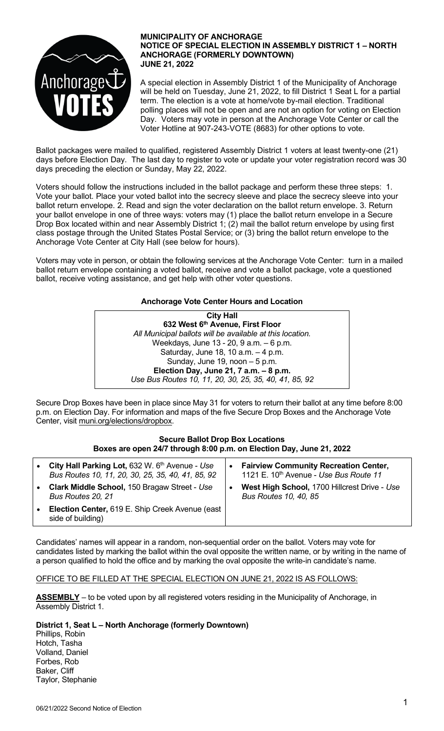**MUNICIPALITY OF ANCHORAGE**
**NOTICE OF SPECIAL ELECTION IN ASSEMBLY DISTRICT 1 – NORTH ANCHORAGE (FORMERLY DOWNTOWN)**
**JUNE 21, 2022**

A special election in Assembly District 1 of the Municipality of Anchorage will be held on Tuesday, June 21, 2022, to fill District 1 Seat L for a partial term. The election is a vote at home/vote by-mail election. Traditional polling places will not be open and are not an option for voting on Election Day. Voters may vote in person at the Anchorage Vote Center or call the Voter Hotline at 907-243-VOTE (8683) for other options to vote.

Ballot packages were mailed to qualified, registered Assembly District 1 voters at least twenty-one (21) days before Election Day. The last day to register to vote or update your voter registration record was 30 days preceding the election or Sunday, May 22, 2022.

Voters should follow the instructions included in the ballot package and perform these three steps: 1. Vote your ballot. Place your voted ballot into the secrecy sleeve and place the secrecy sleeve into your ballot return envelope. 2. Read and sign the voter declaration on the ballot return envelope. 3. Return your ballot envelope in one of three ways: voters may (1) place the ballot return envelope in a Secure Drop Box located within and near Assembly District 1; (2) mail the ballot return envelope by using first class postage through the United States Postal Service; or (3) bring the ballot return envelope to the Anchorage Vote Center at City Hall (see below for hours).

Voters may vote in person, or obtain the following services at the Anchorage Vote Center: turn in a mailed ballot return envelope containing a voted ballot, receive and vote a ballot package, vote a questioned ballot, receive voting assistance, and get help with other voter questions.

**Anchorage Vote Center Hours and Location**

**City Hall**
**632 West 6th Avenue, First Floor**
*All Municipal ballots will be available at this location.*
Weekdays, June 13 - 20, 9 a.m. – 6 p.m.
Saturday, June 18, 10 a.m. – 4 p.m.
Sunday, June 19, noon – 5 p.m.
**Election Day, June 21, 7 a.m. – 8 p.m.**
*Use Bus Routes 10, 11, 20, 30, 25, 35, 40, 41, 85, 92*

Secure Drop Boxes have been in place since May 31 for voters to return their ballot at any time before 8:00 p.m. on Election Day. For information and maps of the five Secure Drop Boxes and the Anchorage Vote Center, visit muni.org/elections/dropbox.

**Secure Ballot Drop Box Locations**
**Boxes are open 24/7 through 8:00 p.m. on Election Day, June 21, 2022**

- **City Hall Parking Lot,** 632 W. 6th Avenue - *Use Bus Routes 10, 11, 20, 30, 25, 35, 40, 41, 85, 92*
- **Clark Middle School,** 150 Bragaw Street - *Use Bus Routes 20, 21*
- **Election Center,** 619 E. Ship Creek Avenue (east side of building)
- **Fairview Community Recreation Center,** 1121 E. 10th Avenue - *Use Bus Route 11*
- **West High School,** 1700 Hillcrest Drive - *Use Bus Routes 10, 40, 85*

Candidates' names will appear in a random, non-sequential order on the ballot. Voters may vote for candidates listed by marking the ballot within the oval opposite the written name, or by writing in the name of a person qualified to hold the office and by marking the oval opposite the write-in candidate's name.

OFFICE TO BE FILLED AT THE SPECIAL ELECTION ON JUNE 21, 2022 IS AS FOLLOWS:

**ASSEMBLY** – to be voted upon by all registered voters residing in the Municipality of Anchorage, in Assembly District 1.

**District 1, Seat L – North Anchorage (formerly Downtown)**
Phillips, Robin
Hotch, Tasha
Volland, Daniel
Forbes, Rob
Baker, Cliff
Taylor, Stephanie

06/21/2022 Second Notice of Election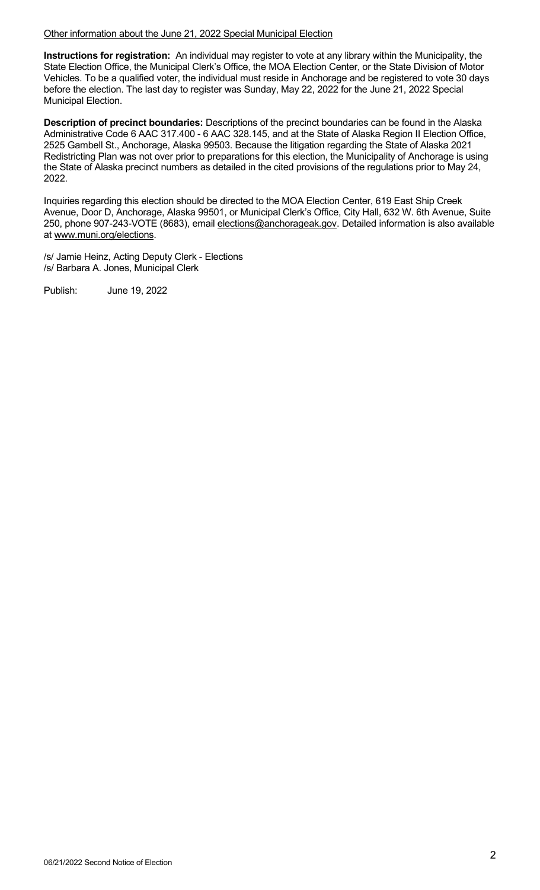Other information about the June 21, 2022 Special Municipal Election

**Instructions for registration:** An individual may register to vote at any library within the Municipality, the State Election Office, the Municipal Clerk's Office, the MOA Election Center, or the State Division of Motor Vehicles. To be a qualified voter, the individual must reside in Anchorage and be registered to vote 30 days before the election. The last day to register was Sunday, May 22, 2022 for the June 21, 2022 Special Municipal Election.

**Description of precinct boundaries:** Descriptions of the precinct boundaries can be found in the Alaska Administrative Code 6 AAC 317.400 - 6 AAC 328.145, and at the State of Alaska Region II Election Office, 2525 Gambell St., Anchorage, Alaska 99503. Because the litigation regarding the State of Alaska 2021 Redistricting Plan was not over prior to preparations for this election, the Municipality of Anchorage is using the State of Alaska precinct numbers as detailed in the cited provisions of the regulations prior to May 24, 2022.

Inquiries regarding this election should be directed to the MOA Election Center, 619 East Ship Creek Avenue, Door D, Anchorage, Alaska 99501, or Municipal Clerk's Office, City Hall, 632 W. 6th Avenue, Suite 250, phone 907-243-VOTE (8683), email elections@anchorageak.gov. Detailed information is also available at www.muni.org/elections.

/s/ Jamie Heinz, Acting Deputy Clerk - Elections
/s/ Barbara A. Jones, Municipal Clerk

Publish: June 19, 2022

06/21/2022 Second Notice of Election